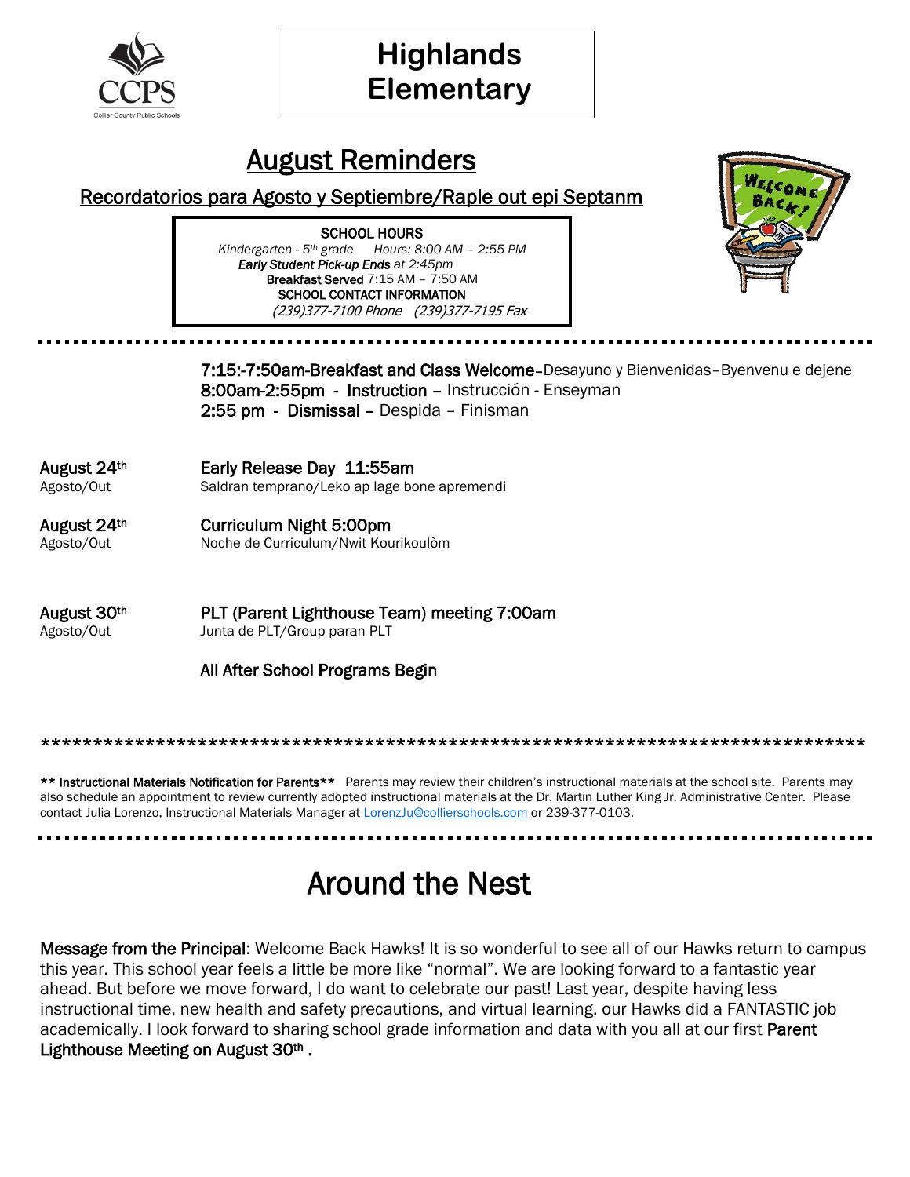# Highlands Elementary

## August Reminders

### Recordatorios para Agosto y Septiembre/Raple out epi Septanm

**SCHOOL HOURS**
*Kindergarten - 5th grade Hours: 8:00 AM – 2:55 PM*
***Early Student Pick-up Ends** at 2:45pm*
**Breakfast Served** 7:15 AM – 7:50 AM
**SCHOOL CONTACT INFORMATION**
*(239)377-7100 Phone (239)377-7195 Fax*

---

**7:15:-7:50am-Breakfast and Class Welcome**–Desayuno y Bienvenidas–Byenvenu e dejene
**8:00am-2:55pm - Instruction –** Instrucción - Enseyman
**2:55 pm - Dismissal –** Despida – Finisman

**August 24th** Agosto/Out — **Early Release Day 11:55am**
Saldran temprano/Leko ap lage bone apremendi

**August 24th** Agosto/Out — **Curriculum Night 5:00pm**
Noche de Curriculum/Nwit Kourikoulòm

**August 30th** Agosto/Out — **PLT (Parent Lighthouse Team) meeting 7:00am**
Junta de PLT/Group paran PLT

**All After School Programs Begin**

*****************************************************************************

**** Instructional Materials Notification for Parents**** Parents may review their children's instructional materials at the school site. Parents may also schedule an appointment to review currently adopted instructional materials at the Dr. Martin Luther King Jr. Administrative Center. Please contact Julia Lorenzo, Instructional Materials Manager at LorenzJu@collierschools.com or 239-377-0103.

---

# Around the Nest

**Message from the Principal**: Welcome Back Hawks! It is so wonderful to see all of our Hawks return to campus this year. This school year feels a little be more like "normal". We are looking forward to a fantastic year ahead. But before we move forward, I do want to celebrate our past! Last year, despite having less instructional time, new health and safety precautions, and virtual learning, our Hawks did a FANTASTIC job academically. I look forward to sharing school grade information and data with you all at our first **Parent Lighthouse Meeting on August 30th .**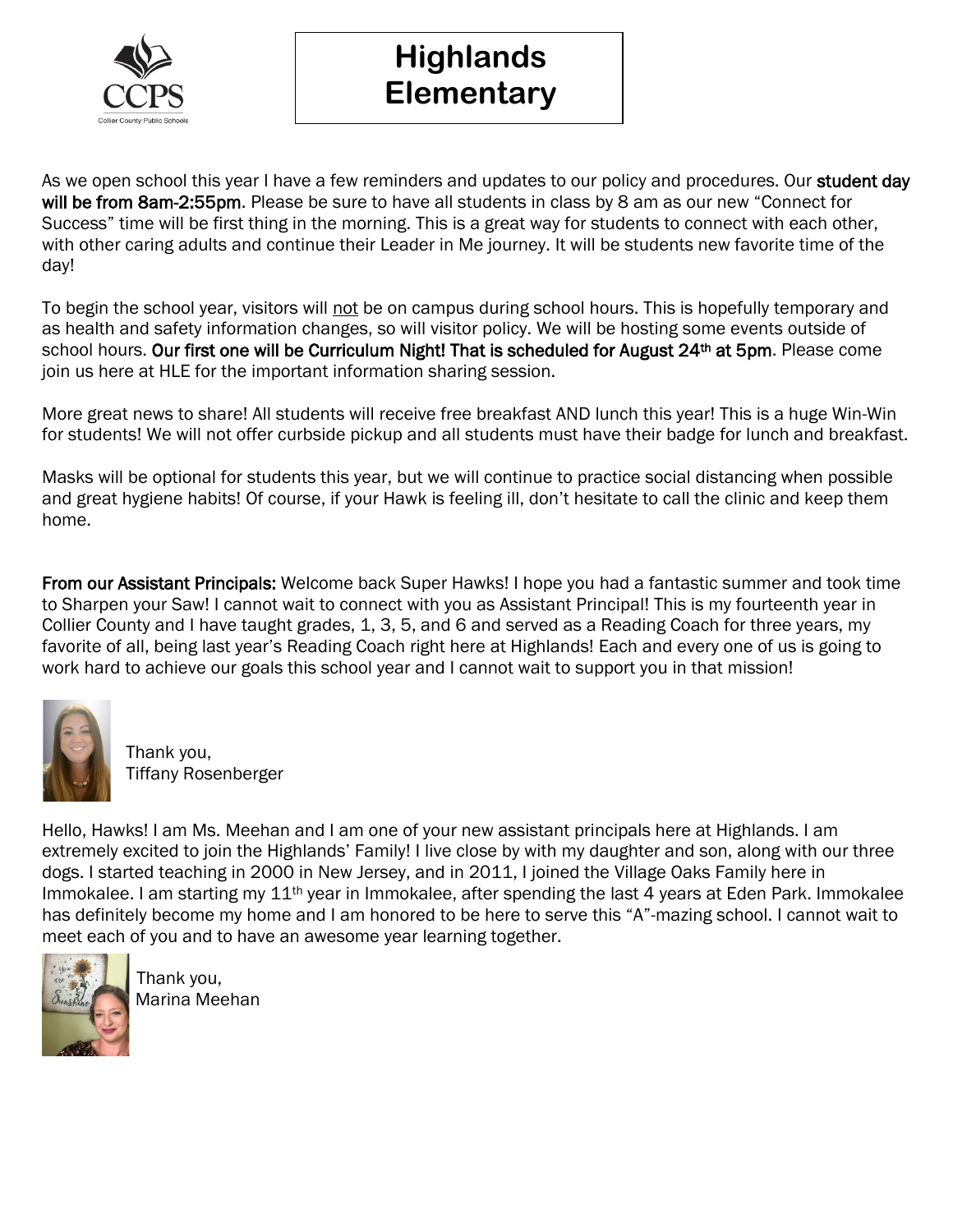# Highlands Elementary

As we open school this year I have a few reminders and updates to our policy and procedures. Our **student day will be from 8am-2:55pm**. Please be sure to have all students in class by 8 am as our new "Connect for Success" time will be first thing in the morning. This is a great way for students to connect with each other, with other caring adults and continue their Leader in Me journey. It will be students new favorite time of the day!

To begin the school year, visitors will <u>not</u> be on campus during school hours. This is hopefully temporary and as health and safety information changes, so will visitor policy. We will be hosting some events outside of school hours. **Our first one will be Curriculum Night! That is scheduled for August 24th at 5pm**. Please come join us here at HLE for the important information sharing session.

More great news to share! All students will receive free breakfast AND lunch this year! This is a huge Win-Win for students! We will not offer curbside pickup and all students must have their badge for lunch and breakfast.

Masks will be optional for students this year, but we will continue to practice social distancing when possible and great hygiene habits! Of course, if your Hawk is feeling ill, don't hesitate to call the clinic and keep them home.

**From our Assistant Principals:** Welcome back Super Hawks! I hope you had a fantastic summer and took time to Sharpen your Saw! I cannot wait to connect with you as Assistant Principal! This is my fourteenth year in Collier County and I have taught grades, 1, 3, 5, and 6 and served as a Reading Coach for three years, my favorite of all, being last year's Reading Coach right here at Highlands! Each and every one of us is going to work hard to achieve our goals this school year and I cannot wait to support you in that mission!

Thank you,
Tiffany Rosenberger

Hello, Hawks! I am Ms. Meehan and I am one of your new assistant principals here at Highlands. I am extremely excited to join the Highlands' Family! I live close by with my daughter and son, along with our three dogs. I started teaching in 2000 in New Jersey, and in 2011, I joined the Village Oaks Family here in Immokalee. I am starting my 11th year in Immokalee, after spending the last 4 years at Eden Park. Immokalee has definitely become my home and I am honored to be here to serve this "A"-mazing school. I cannot wait to meet each of you and to have an awesome year learning together.

Thank you,
Marina Meehan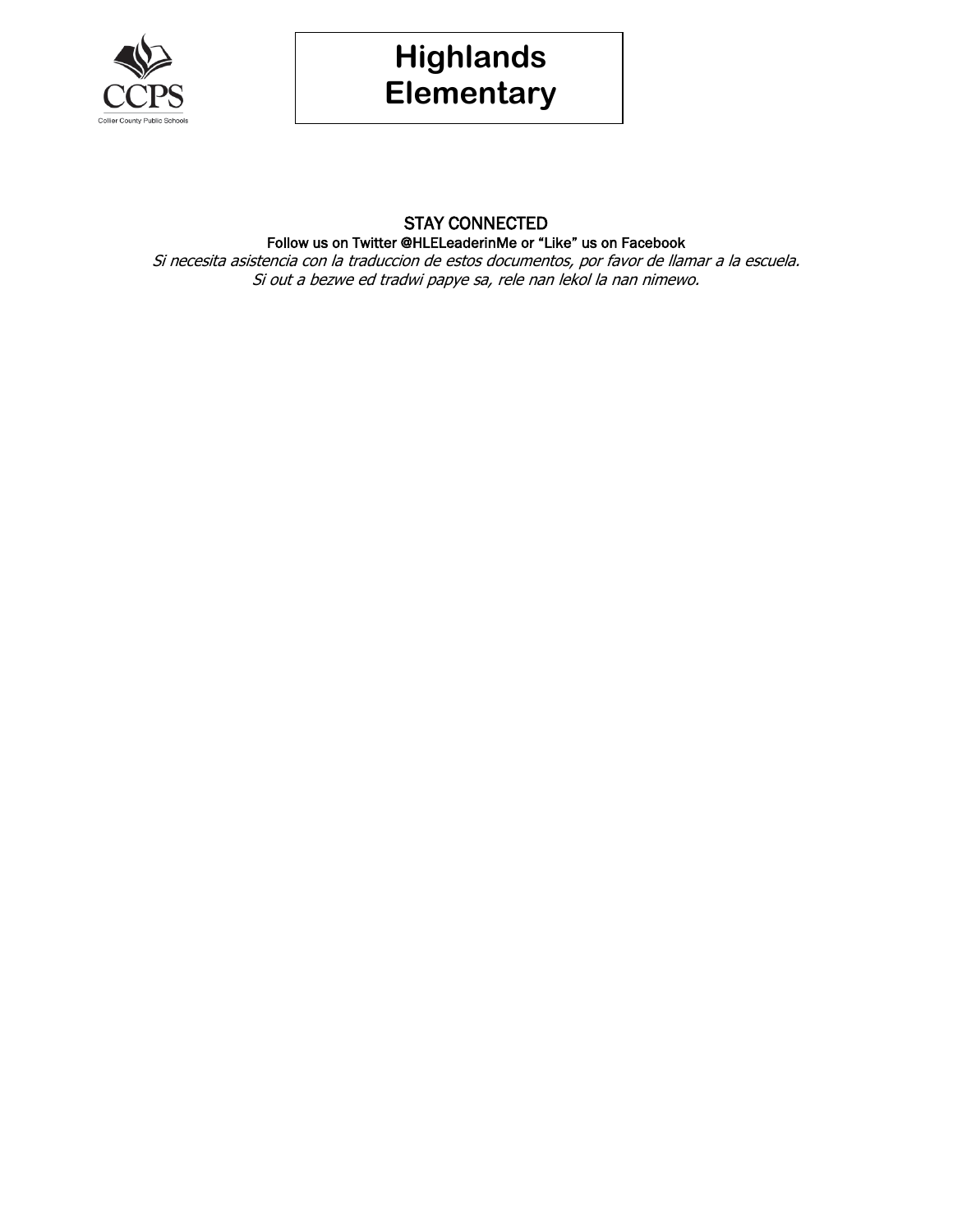CCPS

Collier County Public Schools

# Highlands Elementary

STAY CONNECTED

**Follow us on Twitter @HLELeaderinMe or "Like" us on Facebook**

*Si necesita asistencia con la traduccion de estos documentos, por favor de llamar a la escuela.*
*Si out a bezwe ed tradwi papye sa, rele nan lekol la nan nimewo.*